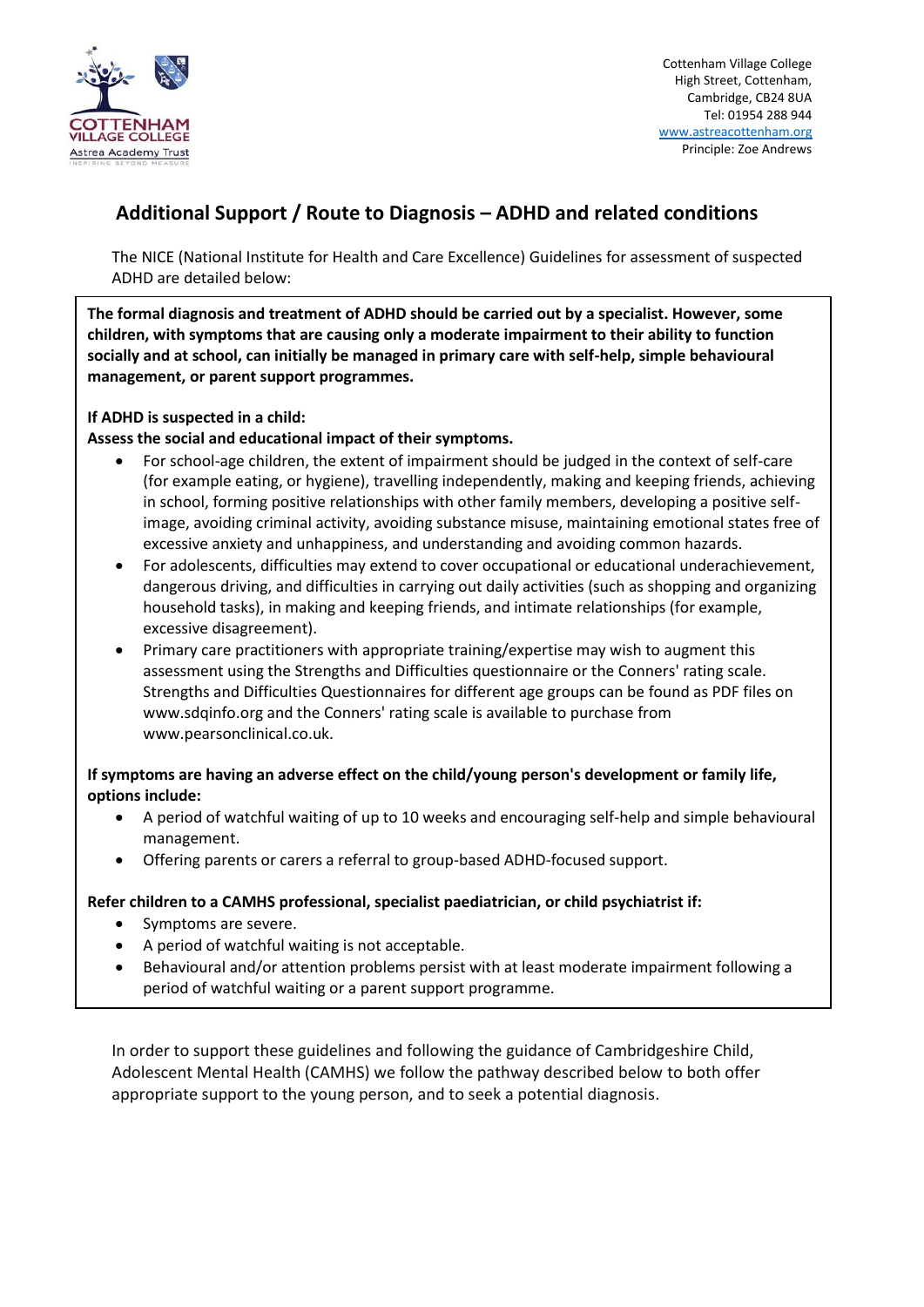Cottenham Village College
High Street, Cottenham,
Cambridge, CB24 8UA
Tel: 01954 288 944
www.astreacottenham.org
Principal: Zoe Andrews

## Additional Support / Route to Diagnosis – ADHD and related conditions

The NICE (National Institute for Health and Care Excellence) Guidelines for assessment of suspected ADHD are detailed below:

**The formal diagnosis and treatment of ADHD should be carried out by a specialist. However, some children, with symptoms that are causing only a moderate impairment to their ability to function socially and at school, can initially be managed in primary care with self-help, simple behavioural management, or parent support programmes.**

**If ADHD is suspected in a child:**
**Assess the social and educational impact of their symptoms.**

- For school-age children, the extent of impairment should be judged in the context of self-care (for example eating, or hygiene), travelling independently, making and keeping friends, achieving in school, forming positive relationships with other family members, developing a positive self-image, avoiding criminal activity, avoiding substance misuse, maintaining emotional states free of excessive anxiety and unhappiness, and understanding and avoiding common hazards.
- For adolescents, difficulties may extend to cover occupational or educational underachievement, dangerous driving, and difficulties in carrying out daily activities (such as shopping and organizing household tasks), in making and keeping friends, and intimate relationships (for example, excessive disagreement).
- Primary care practitioners with appropriate training/expertise may wish to augment this assessment using the Strengths and Difficulties questionnaire or the Conners' rating scale. Strengths and Difficulties Questionnaires for different age groups can be found as PDF files on www.sdqinfo.org and the Conners' rating scale is available to purchase from www.pearsonclinical.co.uk.

**If symptoms are having an adverse effect on the child/young person's development or family life, options include:**

- A period of watchful waiting of up to 10 weeks and encouraging self-help and simple behavioural management.
- Offering parents or carers a referral to group-based ADHD-focused support.

**Refer children to a CAMHS professional, specialist paediatrician, or child psychiatrist if:**

- Symptoms are severe.
- A period of watchful waiting is not acceptable.
- Behavioural and/or attention problems persist with at least moderate impairment following a period of watchful waiting or a parent support programme.

In order to support these guidelines and following the guidance of Cambridgeshire Child, Adolescent Mental Health (CAMHS) we follow the pathway described below to both offer appropriate support to the young person, and to seek a potential diagnosis.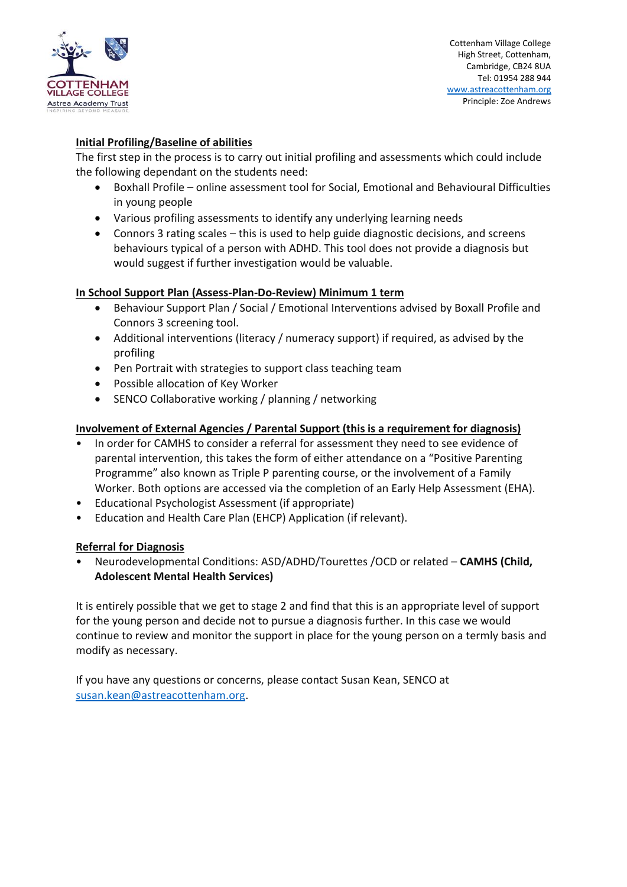Cottenham Village College
High Street, Cottenham,
Cambridge, CB24 8UA
Tel: 01954 288 944
www.astreacottenham.org
Principle: Zoe Andrews

**Initial Profiling/Baseline of abilities**

The first step in the process is to carry out initial profiling and assessments which could include the following dependant on the students need:

- Boxhall Profile – online assessment tool for Social, Emotional and Behavioural Difficulties in young people
- Various profiling assessments to identify any underlying learning needs
- Connors 3 rating scales – this is used to help guide diagnostic decisions, and screens behaviours typical of a person with ADHD. This tool does not provide a diagnosis but would suggest if further investigation would be valuable.

**In School Support Plan (Assess-Plan-Do-Review) Minimum 1 term**

- Behaviour Support Plan / Social / Emotional Interventions advised by Boxall Profile and Connors 3 screening tool.
- Additional interventions (literacy / numeracy support) if required, as advised by the profiling
- Pen Portrait with strategies to support class teaching team
- Possible allocation of Key Worker
- SENCO Collaborative working / planning / networking

**Involvement of External Agencies / Parental Support (this is a requirement for diagnosis)**

- In order for CAMHS to consider a referral for assessment they need to see evidence of parental intervention, this takes the form of either attendance on a "Positive Parenting Programme" also known as Triple P parenting course, or the involvement of a Family Worker. Both options are accessed via the completion of an Early Help Assessment (EHA).
- Educational Psychologist Assessment (if appropriate)
- Education and Health Care Plan (EHCP) Application (if relevant).

**Referral for Diagnosis**

- Neurodevelopmental Conditions: ASD/ADHD/Tourettes /OCD or related – **CAMHS (Child, Adolescent Mental Health Services)**

It is entirely possible that we get to stage 2 and find that this is an appropriate level of support for the young person and decide not to pursue a diagnosis further. In this case we would continue to review and monitor the support in place for the young person on a termly basis and modify as necessary.

If you have any questions or concerns, please contact Susan Kean, SENCO at susan.kean@astreacottenham.org.